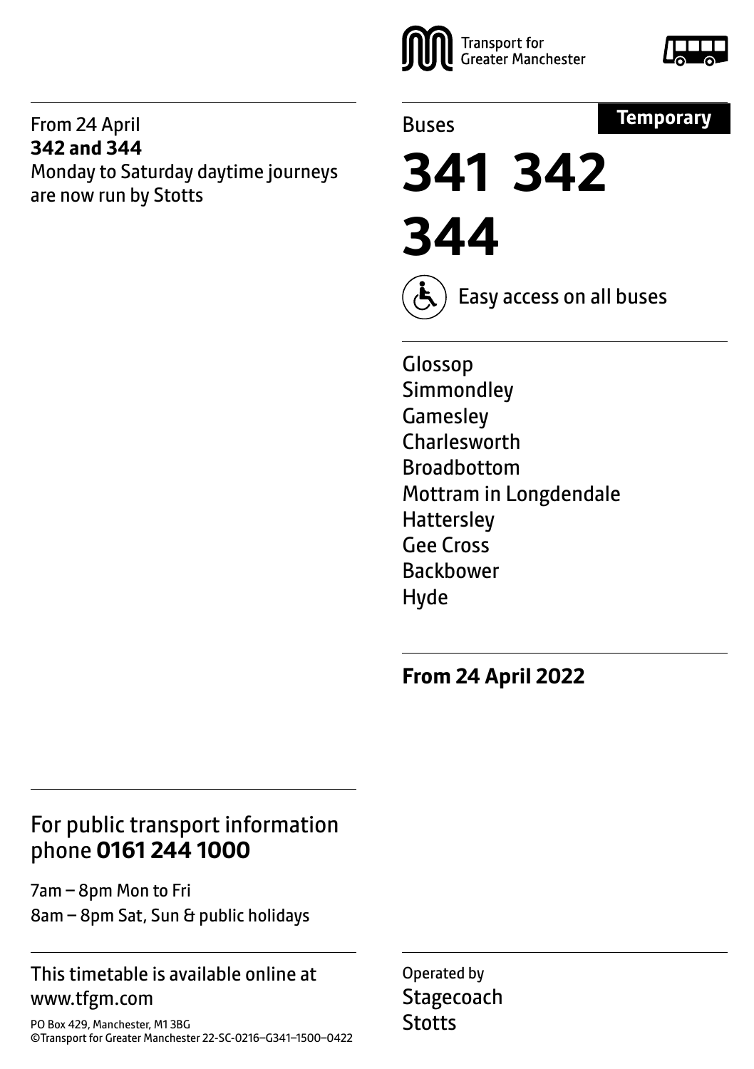From 24 April
**342 and 344**
Monday to Saturday daytime journeys are now run by Stotts

Transport for Greater Manchester

Buses

**Temporary**

# 341 342 344

Easy access on all buses

Glossop
Simmondley
Gamesley
Charlesworth
Broadbottom
Mottram in Longdendale
Hattersley
Gee Cross
Backbower
Hyde

**From 24 April 2022**

For public transport information phone **0161 244 1000**

7am – 8pm Mon to Fri
8am – 8pm Sat, Sun & public holidays

This timetable is available online at www.tfgm.com

PO Box 429, Manchester, M1 3BG
©Transport for Greater Manchester 22-SC-0216–G341–1500–0422

Operated by
Stagecoach
Stotts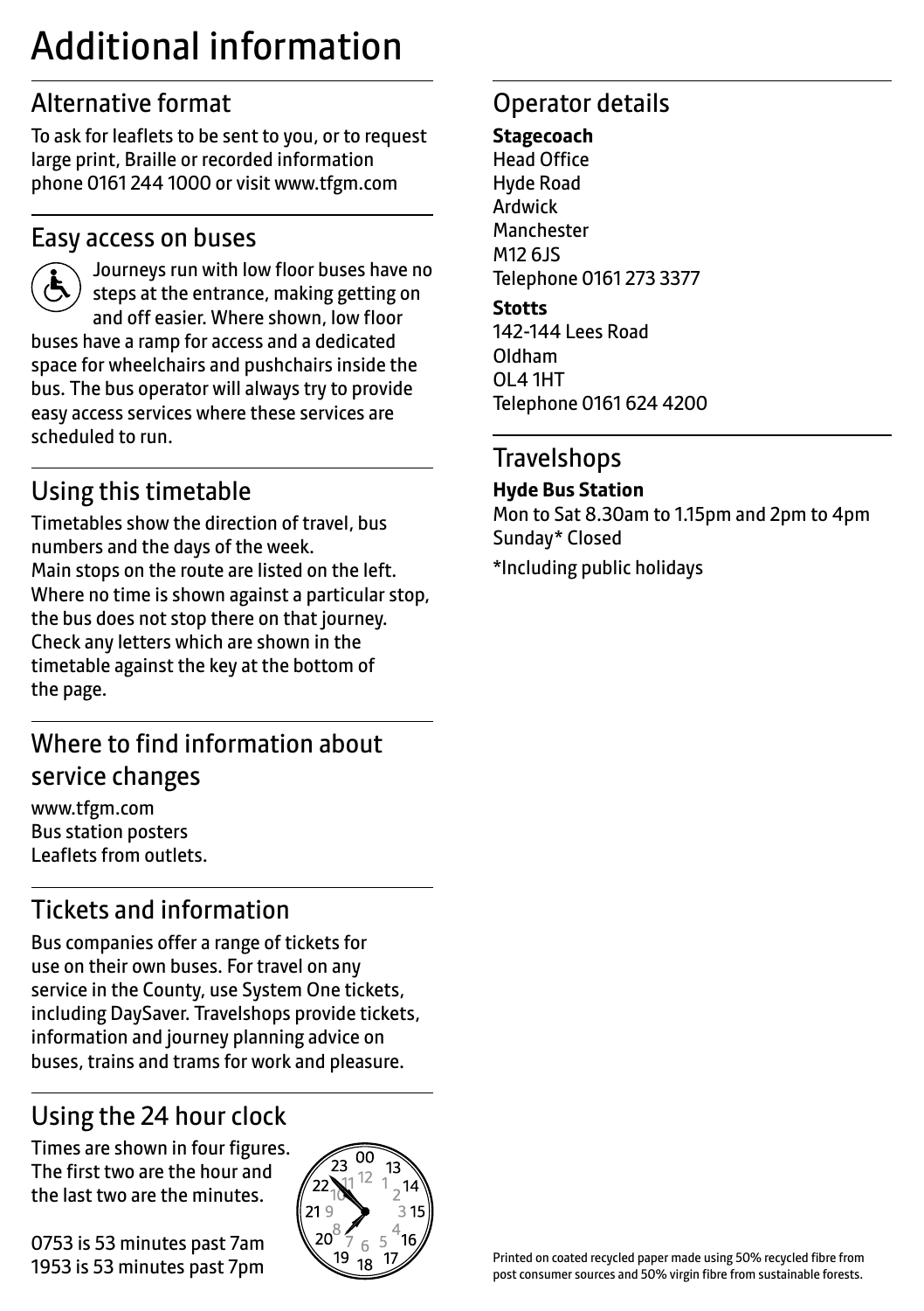# Additional information

## Alternative format

To ask for leaflets to be sent to you, or to request large print, Braille or recorded information phone 0161 244 1000 or visit www.tfgm.com

## Easy access on buses

Journeys run with low floor buses have no steps at the entrance, making getting on and off easier. Where shown, low floor buses have a ramp for access and a dedicated space for wheelchairs and pushchairs inside the bus. The bus operator will always try to provide easy access services where these services are scheduled to run.

## Using this timetable

Timetables show the direction of travel, bus numbers and the days of the week.
Main stops on the route are listed on the left. Where no time is shown against a particular stop, the bus does not stop there on that journey. Check any letters which are shown in the timetable against the key at the bottom of the page.

## Where to find information about service changes

www.tfgm.com
Bus station posters
Leaflets from outlets.

## Tickets and information

Bus companies offer a range of tickets for use on their own buses. For travel on any service in the County, use System One tickets, including DaySaver. Travelshops provide tickets, information and journey planning advice on buses, trains and trams for work and pleasure.

## Using the 24 hour clock

Times are shown in four figures. The first two are the hour and the last two are the minutes.

0753 is 53 minutes past 7am
1953 is 53 minutes past 7pm

## Operator details

**Stagecoach**
Head Office
Hyde Road
Ardwick
Manchester
M12 6JS
Telephone 0161 273 3377

**Stotts**
142-144 Lees Road
Oldham
OL4 1HT
Telephone 0161 624 4200

## Travelshops

**Hyde Bus Station**
Mon to Sat 8.30am to 1.15pm and 2pm to 4pm
Sunday* Closed

*Including public holidays

Printed on coated recycled paper made using 50% recycled fibre from post consumer sources and 50% virgin fibre from sustainable forests.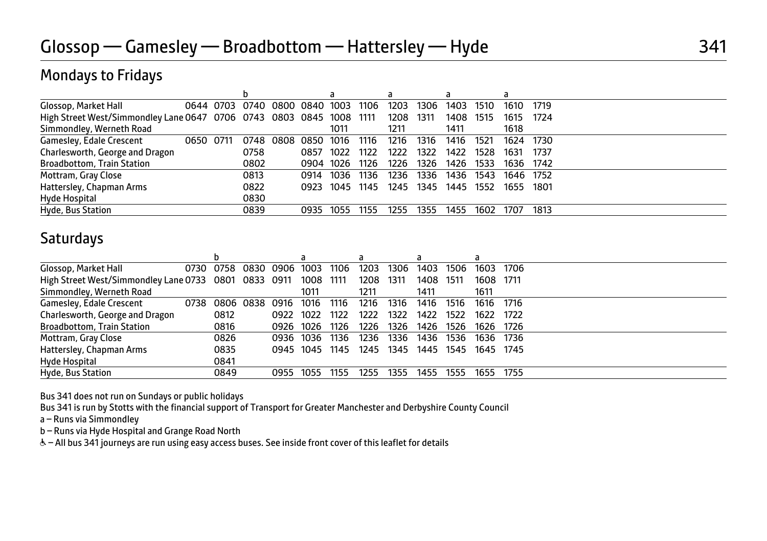# Glossop — Gamesley — Broadbottom — Hattersley — Hyde

## 341

## Mondays to Fridays

| | | | b | | | a | | a | | a | | a | |
|---|---|---|---|---|---|---|---|---|---|---|---|---|---|
| Glossop, Market Hall | 0644 | 0703 | 0740 | 0800 | 0840 | 1003 | 1106 | 1203 | 1306 | 1403 | 1510 | 1610 | 1719 |
| High Street West/Simmondley Lane | 0647 | 0706 | 0743 | 0803 | 0845 | 1008 | 1111 | 1208 | 1311 | 1408 | 1515 | 1615 | 1724 |
| Simmondley, Werneth Road | | | | | | 1011 | | 1211 | | 1411 | | 1618 | |
| Gamesley, Edale Crescent | 0650 | 0711 | 0748 | 0808 | 0850 | 1016 | 1116 | 1216 | 1316 | 1416 | 1521 | 1624 | 1730 |
| Charlesworth, George and Dragon | | | 0758 | | 0857 | 1022 | 1122 | 1222 | 1322 | 1422 | 1528 | 1631 | 1737 |
| Broadbottom, Train Station | | | 0802 | | 0904 | 1026 | 1126 | 1226 | 1326 | 1426 | 1533 | 1636 | 1742 |
| Mottram, Gray Close | | | 0813 | | 0914 | 1036 | 1136 | 1236 | 1336 | 1436 | 1543 | 1646 | 1752 |
| Hattersley, Chapman Arms | | | 0822 | | 0923 | 1045 | 1145 | 1245 | 1345 | 1445 | 1552 | 1655 | 1801 |
| Hyde Hospital | | | 0830 | | | | | | | | | | |
| Hyde, Bus Station | | | 0839 | | 0935 | 1055 | 1155 | 1255 | 1355 | 1455 | 1602 | 1707 | 1813 |

## Saturdays

| | | b | | | a | | a | | a | | a | |
|---|---|---|---|---|---|---|---|---|---|---|---|---|
| Glossop, Market Hall | 0730 | 0758 | 0830 | 0906 | 1003 | 1106 | 1203 | 1306 | 1403 | 1506 | 1603 | 1706 |
| High Street West/Simmondley Lane | 0733 | 0801 | 0833 | 0911 | 1008 | 1111 | 1208 | 1311 | 1408 | 1511 | 1608 | 1711 |
| Simmondley, Werneth Road | | | | | 1011 | | 1211 | | 1411 | | 1611 | |
| Gamesley, Edale Crescent | 0738 | 0806 | 0838 | 0916 | 1016 | 1116 | 1216 | 1316 | 1416 | 1516 | 1616 | 1716 |
| Charlesworth, George and Dragon | | 0812 | | 0922 | 1022 | 1122 | 1222 | 1322 | 1422 | 1522 | 1622 | 1722 |
| Broadbottom, Train Station | | 0816 | | 0926 | 1026 | 1126 | 1226 | 1326 | 1426 | 1526 | 1626 | 1726 |
| Mottram, Gray Close | | 0826 | | 0936 | 1036 | 1136 | 1236 | 1336 | 1436 | 1536 | 1636 | 1736 |
| Hattersley, Chapman Arms | | 0835 | | 0945 | 1045 | 1145 | 1245 | 1345 | 1445 | 1545 | 1645 | 1745 |
| Hyde Hospital | | 0841 | | | | | | | | | | |
| Hyde, Bus Station | | 0849 | | 0955 | 1055 | 1155 | 1255 | 1355 | 1455 | 1555 | 1655 | 1755 |

Bus 341 does not run on Sundays or public holidays

Bus 341 is run by Stotts with the financial support of Transport for Greater Manchester and Derbyshire County Council

a – Runs via Simmondley

b – Runs via Hyde Hospital and Grange Road North

♿ – All bus 341 journeys are run using easy access buses. See inside front cover of this leaflet for details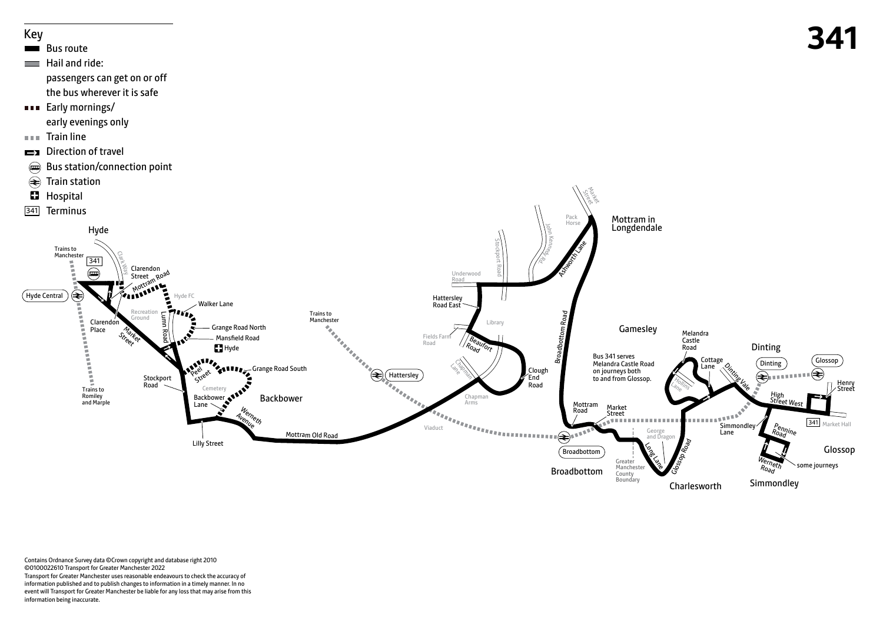# 341

## Key

- Bus route
- Hail and ride: passengers can get on or off the bus wherever it is safe
- Early mornings/ early evenings only
- Train line
- Direction of travel
- Bus station/connection point
- Train station
- Hospital
- 341 Terminus

Hyde

Trains to Manchester

341

Clarendon Street

Mottram Road

Clark Way

Hyde Central

Hyde FC

Walker Lane

Recreation Ground

Clarendon Place

Market Street

Lumn Road

Grange Road North

Mansfield Road

Hyde

Peel Street

Grange Road South

Stockport Road

Trains to Romiley and Marple

Cemetery

Backbower Lane

Backbower

Werneth Avenue

Lilly Street

Mottram Old Road

Trains to Manchester

Hattersley

Viaduct

Chapman Arms

Chapman Lane

Fields Farm Road

Beaufort Road

Library

Hattersley Road East

Underwood Road

Stockport Road

John Kennedy Rd

Clough End Road

Pack Horse

Market Street

Mottram in Longdendale

Ashworth Lane

Broadbottom Road

Gamesley

Bus 341 serves Melandra Castle Road on journeys both to and from Glossop.

Mottram Road

Market Street

Broadbottom

Broadbottom

George and Dragon

Greater Manchester County Boundary

Long Lane

Glossop Road

Charlesworth

Melandra Castle Road

Cottage Lane

Hollins Lane

Dinting Vale

Dinting

Dinting

Glossop

Henry Street

High Street West

341 Market Hall

Simmondley Lane

Pennine Road

Werneth Road

some journeys

Glossop

Simmondley

Contains Ordnance Survey data ©Crown copyright and database right 2010
©0100022610 Transport for Greater Manchester 2022
Transport for Greater Manchester uses reasonable endeavours to check the accuracy of information published and to publish changes to information in a timely manner. In no event will Transport for Greater Manchester be liable for any loss that may arise from this information being inaccurate.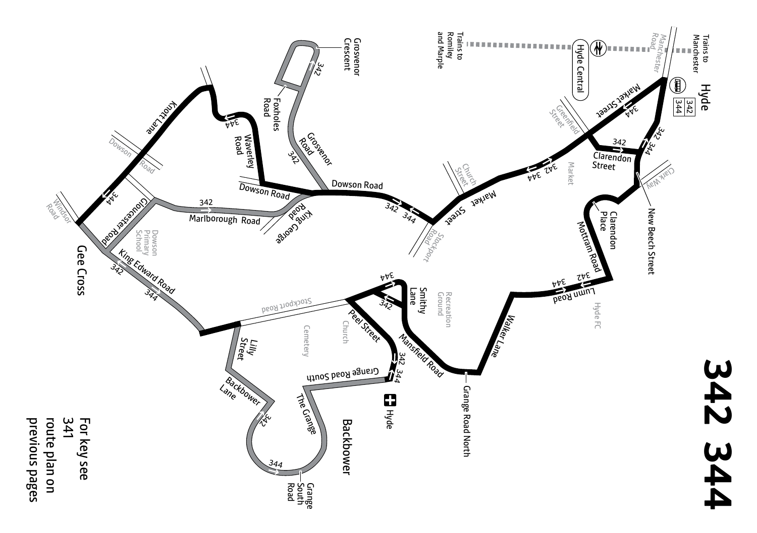# 342 344

For key see 341 route plan on previous pages

Hyde

342
344

Hyde Central

Trains to Manchester

Trains to Romiley and Marple

Market Street

Greenfield Street

Clarendon Street

Church Street

Market

Clark Way

New Beech Street

Clarendon Place

Mottram Road

Lumn Road

Hyde FC

Walker Lane

Grange Road North

Stockport Road

Dowson Road

Grosvenor Road

Grosvenor Crescent

Foxholes Road

Waverley Road

Knott Lane

Dowson Road

Windsor Road

Gee Cross

Gloucester Road

Dowson Primary School

Marlborough Road

King George Road

King Edward Road

Stockport Road

Lilly Street

Backbower Lane

Grange South Road

The Grange

Grange Road South

Backbower

Hyde

Peel Street

Church

Cemetery

Smithy Lane

Recreation Ground

Mansfield Road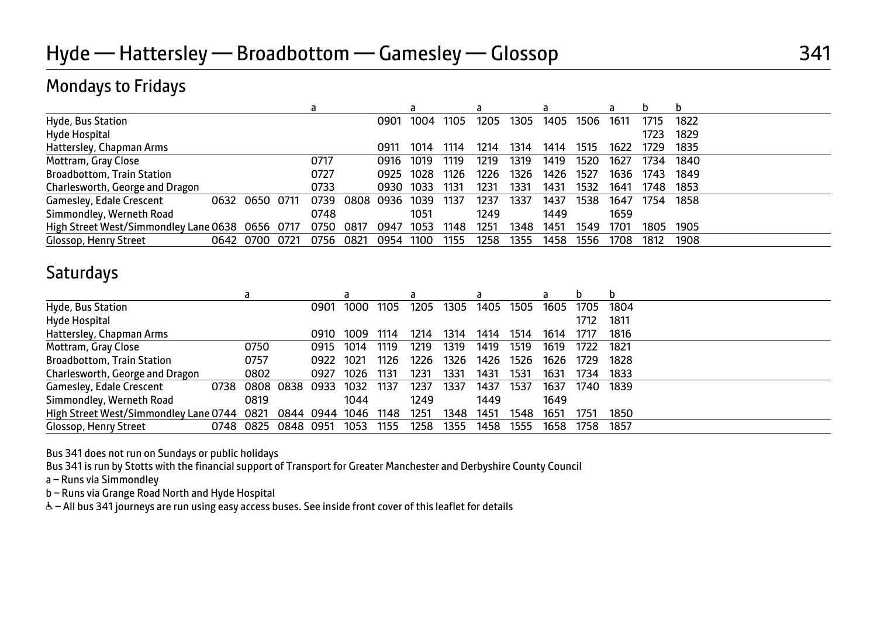# Hyde — Hattersley — Broadbottom — Gamesley — Glossop

341

## Mondays to Fridays

| | | | | a | | | a | | a | | a | | a | b | b |
|---|---|---|---|---|---|---|---|---|---|---|---|---|---|---|---|
| Hyde, Bus Station | | | | | | 0901 | 1004 | 1105 | 1205 | 1305 | 1405 | 1506 | 1611 | 1715 | 1822 |
| Hyde Hospital | | | | | | | | | | | | | | 1723 | 1829 |
| Hattersley, Chapman Arms | | | | | | 0911 | 1014 | 1114 | 1214 | 1314 | 1414 | 1515 | 1622 | 1729 | 1835 |
| Mottram, Gray Close | | | | 0717 | | 0916 | 1019 | 1119 | 1219 | 1319 | 1419 | 1520 | 1627 | 1734 | 1840 |
| Broadbottom, Train Station | | | | 0727 | | 0925 | 1028 | 1126 | 1226 | 1326 | 1426 | 1527 | 1636 | 1743 | 1849 |
| Charlesworth, George and Dragon | | | | 0733 | | 0930 | 1033 | 1131 | 1231 | 1331 | 1431 | 1532 | 1641 | 1748 | 1853 |
| Gamesley, Edale Crescent | 0632 | 0650 | 0711 | 0739 | 0808 | 0936 | 1039 | 1137 | 1237 | 1337 | 1437 | 1538 | 1647 | 1754 | 1858 |
| Simmondley, Werneth Road | | | | 0748 | | | 1051 | | 1249 | | 1449 | | 1659 | | |
| High Street West/Simmondley Lane | 0638 | 0656 | 0717 | 0750 | 0817 | 0947 | 1053 | 1148 | 1251 | 1348 | 1451 | 1549 | 1701 | 1805 | 1905 |
| Glossop, Henry Street | 0642 | 0700 | 0721 | 0756 | 0821 | 0954 | 1100 | 1155 | 1258 | 1355 | 1458 | 1556 | 1708 | 1812 | 1908 |

## Saturdays

| | | a | | | a | | a | | a | | a | b | b |
|---|---|---|---|---|---|---|---|---|---|---|---|---|---|
| Hyde, Bus Station | | | | 0901 | 1000 | 1105 | 1205 | 1305 | 1405 | 1505 | 1605 | 1705 | 1804 |
| Hyde Hospital | | | | | | | | | | | | 1712 | 1811 |
| Hattersley, Chapman Arms | | | | 0910 | 1009 | 1114 | 1214 | 1314 | 1414 | 1514 | 1614 | 1717 | 1816 |
| Mottram, Gray Close | | 0750 | | 0915 | 1014 | 1119 | 1219 | 1319 | 1419 | 1519 | 1619 | 1722 | 1821 |
| Broadbottom, Train Station | | 0757 | | 0922 | 1021 | 1126 | 1226 | 1326 | 1426 | 1526 | 1626 | 1729 | 1828 |
| Charlesworth, George and Dragon | | 0802 | | 0927 | 1026 | 1131 | 1231 | 1331 | 1431 | 1531 | 1631 | 1734 | 1833 |
| Gamesley, Edale Crescent | 0738 | 0808 | 0838 | 0933 | 1032 | 1137 | 1237 | 1337 | 1437 | 1537 | 1637 | 1740 | 1839 |
| Simmondley, Werneth Road | | 0819 | | | 1044 | | 1249 | | 1449 | | 1649 | | |
| High Street West/Simmondley Lane | 0744 | 0821 | 0844 | 0944 | 1046 | 1148 | 1251 | 1348 | 1451 | 1548 | 1651 | 1751 | 1850 |
| Glossop, Henry Street | 0748 | 0825 | 0848 | 0951 | 1053 | 1155 | 1258 | 1355 | 1458 | 1555 | 1658 | 1758 | 1857 |

Bus 341 does not run on Sundays or public holidays

Bus 341 is run by Stotts with the financial support of Transport for Greater Manchester and Derbyshire County Council

a – Runs via Simmondley

b – Runs via Grange Road North and Hyde Hospital

♿ – All bus 341 journeys are run using easy access buses. See inside front cover of this leaflet for details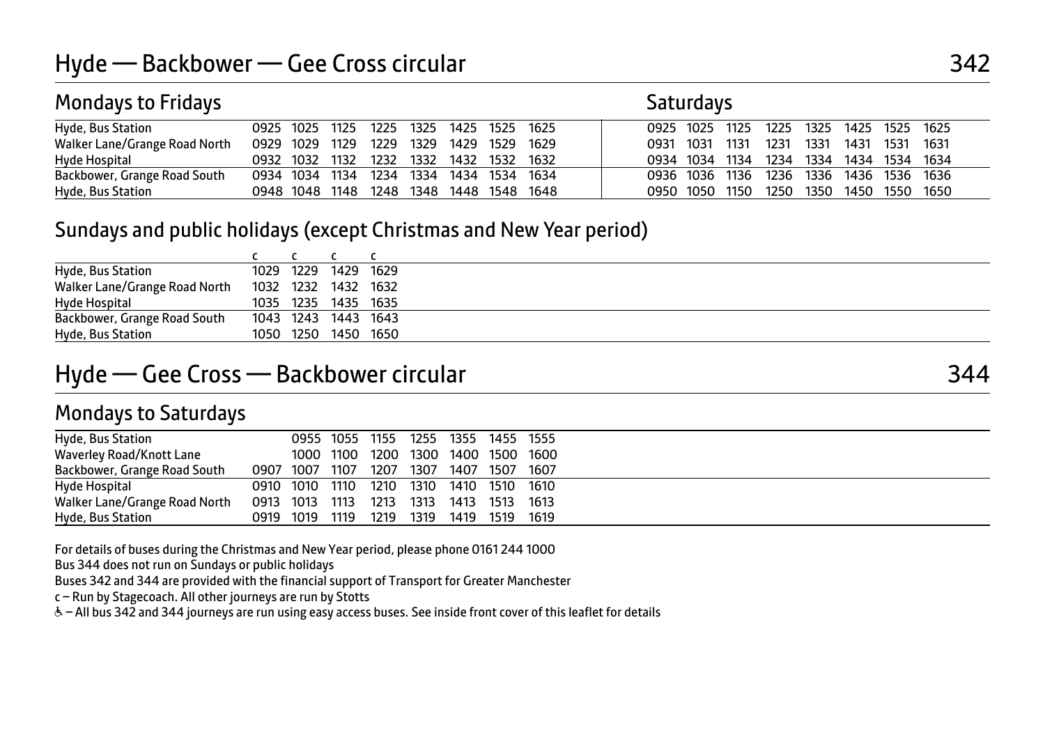# Hyde — Backbower — Gee Cross circular 342

## Mondays to Fridays

| | | | | | | | | |
|---|---|---|---|---|---|---|---|---|
| Hyde, Bus Station | 0925 | 1025 | 1125 | 1225 | 1325 | 1425 | 1525 | 1625 |
| Walker Lane/Grange Road North | 0929 | 1029 | 1129 | 1229 | 1329 | 1429 | 1529 | 1629 |
| Hyde Hospital | 0932 | 1032 | 1132 | 1232 | 1332 | 1432 | 1532 | 1632 |
| Backbower, Grange Road South | 0934 | 1034 | 1134 | 1234 | 1334 | 1434 | 1534 | 1634 |
| Hyde, Bus Station | 0948 | 1048 | 1148 | 1248 | 1348 | 1448 | 1548 | 1648 |

## Saturdays

| | | | | | | | | |
|---|---|---|---|---|---|---|---|---|
| Hyde, Bus Station | 0925 | 1025 | 1125 | 1225 | 1325 | 1425 | 1525 | 1625 |
| Walker Lane/Grange Road North | 0931 | 1031 | 1131 | 1231 | 1331 | 1431 | 1531 | 1631 |
| Hyde Hospital | 0934 | 1034 | 1134 | 1234 | 1334 | 1434 | 1534 | 1634 |
| Backbower, Grange Road South | 0936 | 1036 | 1136 | 1236 | 1336 | 1436 | 1536 | 1636 |
| Hyde, Bus Station | 0950 | 1050 | 1150 | 1250 | 1350 | 1450 | 1550 | 1650 |

## Sundays and public holidays (except Christmas and New Year period)

| | c | c | c | c |
|---|---|---|---|---|
| Hyde, Bus Station | 1029 | 1229 | 1429 | 1629 |
| Walker Lane/Grange Road North | 1032 | 1232 | 1432 | 1632 |
| Hyde Hospital | 1035 | 1235 | 1435 | 1635 |
| Backbower, Grange Road South | 1043 | 1243 | 1443 | 1643 |
| Hyde, Bus Station | 1050 | 1250 | 1450 | 1650 |

# Hyde — Gee Cross — Backbower circular 344

## Mondays to Saturdays

| | | | | | | | | |
|---|---|---|---|---|---|---|---|---|
| Hyde, Bus Station | | 0955 | 1055 | 1155 | 1255 | 1355 | 1455 | 1555 |
| Waverley Road/Knott Lane | | 1000 | 1100 | 1200 | 1300 | 1400 | 1500 | 1600 |
| Backbower, Grange Road South | 0907 | 1007 | 1107 | 1207 | 1307 | 1407 | 1507 | 1607 |
| Hyde Hospital | 0910 | 1010 | 1110 | 1210 | 1310 | 1410 | 1510 | 1610 |
| Walker Lane/Grange Road North | 0913 | 1013 | 1113 | 1213 | 1313 | 1413 | 1513 | 1613 |
| Hyde, Bus Station | 0919 | 1019 | 1119 | 1219 | 1319 | 1419 | 1519 | 1619 |

For details of buses during the Christmas and New Year period, please phone 0161 244 1000

Bus 344 does not run on Sundays or public holidays

Buses 342 and 344 are provided with the financial support of Transport for Greater Manchester

c – Run by Stagecoach. All other journeys are run by Stotts

♿ – All bus 342 and 344 journeys are run using easy access buses. See inside front cover of this leaflet for details